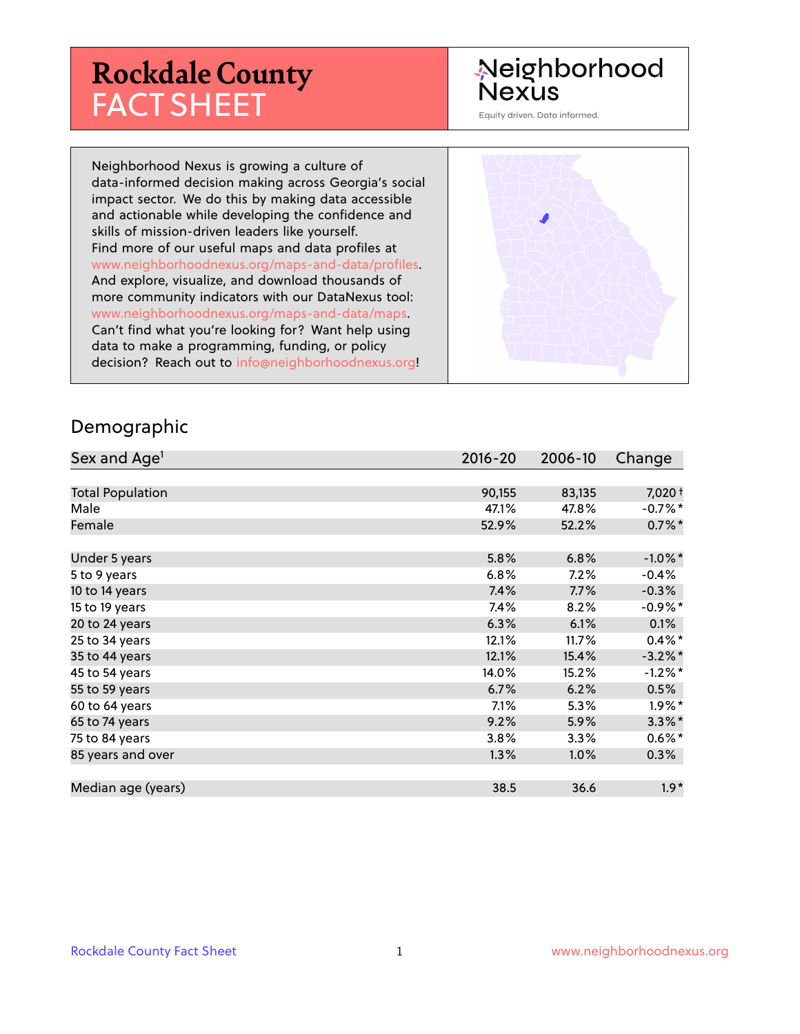# Rockdale County FACT SHEET

Neighborhood Nexus

Equity driven. Data informed.

Neighborhood Nexus is growing a culture of data-informed decision making across Georgia's social impact sector. We do this by making data accessible and actionable while developing the confidence and skills of mission-driven leaders like yourself. Find more of our useful maps and data profiles at www.neighborhoodnexus.org/maps-and-data/profiles. And explore, visualize, and download thousands of more community indicators with our DataNexus tool: www.neighborhoodnexus.org/maps-and-data/maps. Can't find what you're looking for? Want help using data to make a programming, funding, or policy decision? Reach out to info@neighborhoodnexus.org!

## Demographic

| Sex and Age[1] | 2016-20 | 2006-10 | Change |
|---|---|---|---|
| Total Population | 90,155 | 83,135 | 7,020 † |
| Male | 47.1% | 47.8% | -0.7%* |
| Female | 52.9% | 52.2% | 0.7%* |
| Under 5 years | 5.8% | 6.8% | -1.0%* |
| 5 to 9 years | 6.8% | 7.2% | -0.4% |
| 10 to 14 years | 7.4% | 7.7% | -0.3% |
| 15 to 19 years | 7.4% | 8.2% | -0.9%* |
| 20 to 24 years | 6.3% | 6.1% | 0.1% |
| 25 to 34 years | 12.1% | 11.7% | 0.4%* |
| 35 to 44 years | 12.1% | 15.4% | -3.2%* |
| 45 to 54 years | 14.0% | 15.2% | -1.2%* |
| 55 to 59 years | 6.7% | 6.2% | 0.5% |
| 60 to 64 years | 7.1% | 5.3% | 1.9%* |
| 65 to 74 years | 9.2% | 5.9% | 3.3%* |
| 75 to 84 years | 3.8% | 3.3% | 0.6%* |
| 85 years and over | 1.3% | 1.0% | 0.3% |
| Median age (years) | 38.5 | 36.6 | 1.9* |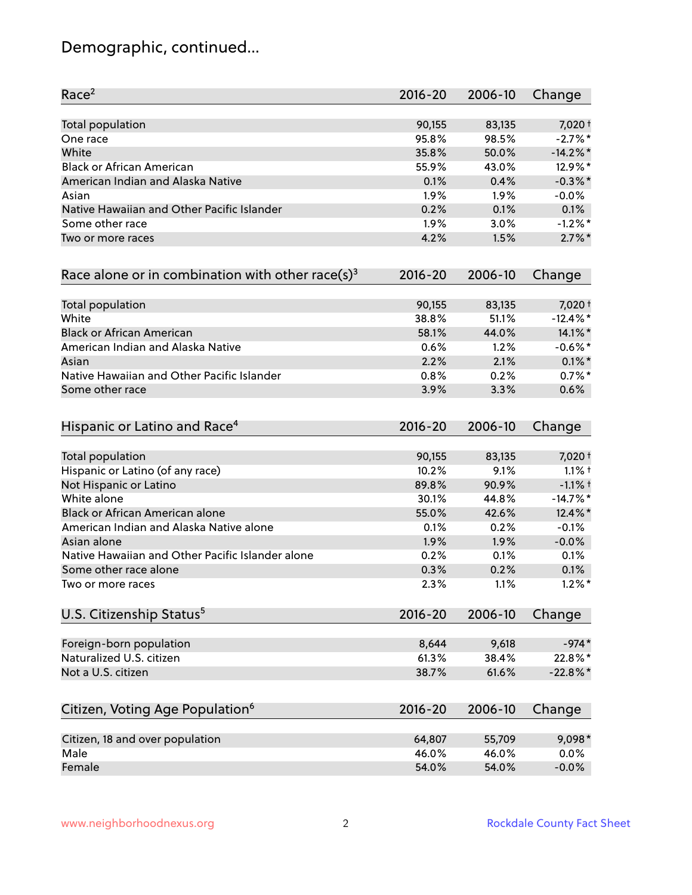# Demographic, continued...

| Race[2] | 2016-20 | 2006-10 | Change |
|---|---|---|---|
| Total population | 90,155 | 83,135 | 7,020 † |
| One race | 95.8% | 98.5% | -2.7% * |
| White | 35.8% | 50.0% | -14.2% * |
| Black or African American | 55.9% | 43.0% | 12.9% * |
| American Indian and Alaska Native | 0.1% | 0.4% | -0.3% * |
| Asian | 1.9% | 1.9% | -0.0% |
| Native Hawaiian and Other Pacific Islander | 0.2% | 0.1% | 0.1% |
| Some other race | 1.9% | 3.0% | -1.2% * |
| Two or more races | 4.2% | 1.5% | 2.7% * |

| Race alone or in combination with other race(s)[3] | 2016-20 | 2006-10 | Change |
|---|---|---|---|
| Total population | 90,155 | 83,135 | 7,020 † |
| White | 38.8% | 51.1% | -12.4% * |
| Black or African American | 58.1% | 44.0% | 14.1% * |
| American Indian and Alaska Native | 0.6% | 1.2% | -0.6% * |
| Asian | 2.2% | 2.1% | 0.1% * |
| Native Hawaiian and Other Pacific Islander | 0.8% | 0.2% | 0.7% * |
| Some other race | 3.9% | 3.3% | 0.6% |

| Hispanic or Latino and Race[4] | 2016-20 | 2006-10 | Change |
|---|---|---|---|
| Total population | 90,155 | 83,135 | 7,020 † |
| Hispanic or Latino (of any race) | 10.2% | 9.1% | 1.1% † |
| Not Hispanic or Latino | 89.8% | 90.9% | -1.1% † |
| White alone | 30.1% | 44.8% | -14.7% * |
| Black or African American alone | 55.0% | 42.6% | 12.4% * |
| American Indian and Alaska Native alone | 0.1% | 0.2% | -0.1% |
| Asian alone | 1.9% | 1.9% | -0.0% |
| Native Hawaiian and Other Pacific Islander alone | 0.2% | 0.1% | 0.1% |
| Some other race alone | 0.3% | 0.2% | 0.1% |
| Two or more races | 2.3% | 1.1% | 1.2% * |

| U.S. Citizenship Status[5] | 2016-20 | 2006-10 | Change |
|---|---|---|---|
| Foreign-born population | 8,644 | 9,618 | -974 * |
| Naturalized U.S. citizen | 61.3% | 38.4% | 22.8% * |
| Not a U.S. citizen | 38.7% | 61.6% | -22.8% * |

| Citizen, Voting Age Population[6] | 2016-20 | 2006-10 | Change |
|---|---|---|---|
| Citizen, 18 and over population | 64,807 | 55,709 | 9,098 * |
| Male | 46.0% | 46.0% | 0.0% |
| Female | 54.0% | 54.0% | -0.0% |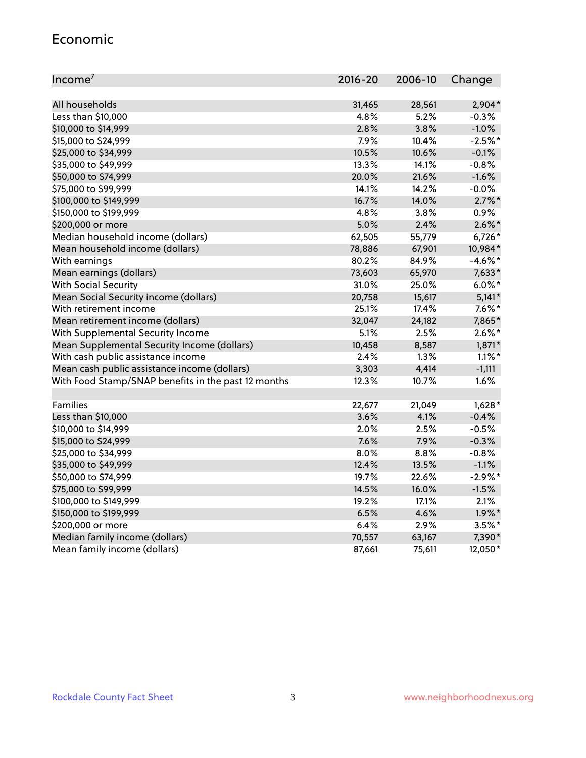## Economic

| Income[7] | 2016-20 | 2006-10 | Change |
|---|---|---|---|
| All households | 31,465 | 28,561 | 2,904* |
| Less than $10,000 | 4.8% | 5.2% | -0.3% |
| $10,000 to $14,999 | 2.8% | 3.8% | -1.0% |
| $15,000 to $24,999 | 7.9% | 10.4% | -2.5%* |
| $25,000 to $34,999 | 10.5% | 10.6% | -0.1% |
| $35,000 to $49,999 | 13.3% | 14.1% | -0.8% |
| $50,000 to $74,999 | 20.0% | 21.6% | -1.6% |
| $75,000 to $99,999 | 14.1% | 14.2% | -0.0% |
| $100,000 to $149,999 | 16.7% | 14.0% | 2.7%* |
| $150,000 to $199,999 | 4.8% | 3.8% | 0.9% |
| $200,000 or more | 5.0% | 2.4% | 2.6%* |
| Median household income (dollars) | 62,505 | 55,779 | 6,726* |
| Mean household income (dollars) | 78,886 | 67,901 | 10,984* |
| With earnings | 80.2% | 84.9% | -4.6%* |
| Mean earnings (dollars) | 73,603 | 65,970 | 7,633* |
| With Social Security | 31.0% | 25.0% | 6.0%* |
| Mean Social Security income (dollars) | 20,758 | 15,617 | 5,141* |
| With retirement income | 25.1% | 17.4% | 7.6%* |
| Mean retirement income (dollars) | 32,047 | 24,182 | 7,865* |
| With Supplemental Security Income | 5.1% | 2.5% | 2.6%* |
| Mean Supplemental Security Income (dollars) | 10,458 | 8,587 | 1,871* |
| With cash public assistance income | 2.4% | 1.3% | 1.1%* |
| Mean cash public assistance income (dollars) | 3,303 | 4,414 | -1,111 |
| With Food Stamp/SNAP benefits in the past 12 months | 12.3% | 10.7% | 1.6% |
| | | | |
| Families | 22,677 | 21,049 | 1,628* |
| Less than $10,000 | 3.6% | 4.1% | -0.4% |
| $10,000 to $14,999 | 2.0% | 2.5% | -0.5% |
| $15,000 to $24,999 | 7.6% | 7.9% | -0.3% |
| $25,000 to $34,999 | 8.0% | 8.8% | -0.8% |
| $35,000 to $49,999 | 12.4% | 13.5% | -1.1% |
| $50,000 to $74,999 | 19.7% | 22.6% | -2.9%* |
| $75,000 to $99,999 | 14.5% | 16.0% | -1.5% |
| $100,000 to $149,999 | 19.2% | 17.1% | 2.1% |
| $150,000 to $199,999 | 6.5% | 4.6% | 1.9%* |
| $200,000 or more | 6.4% | 2.9% | 3.5%* |
| Median family income (dollars) | 70,557 | 63,167 | 7,390* |
| Mean family income (dollars) | 87,661 | 75,611 | 12,050* |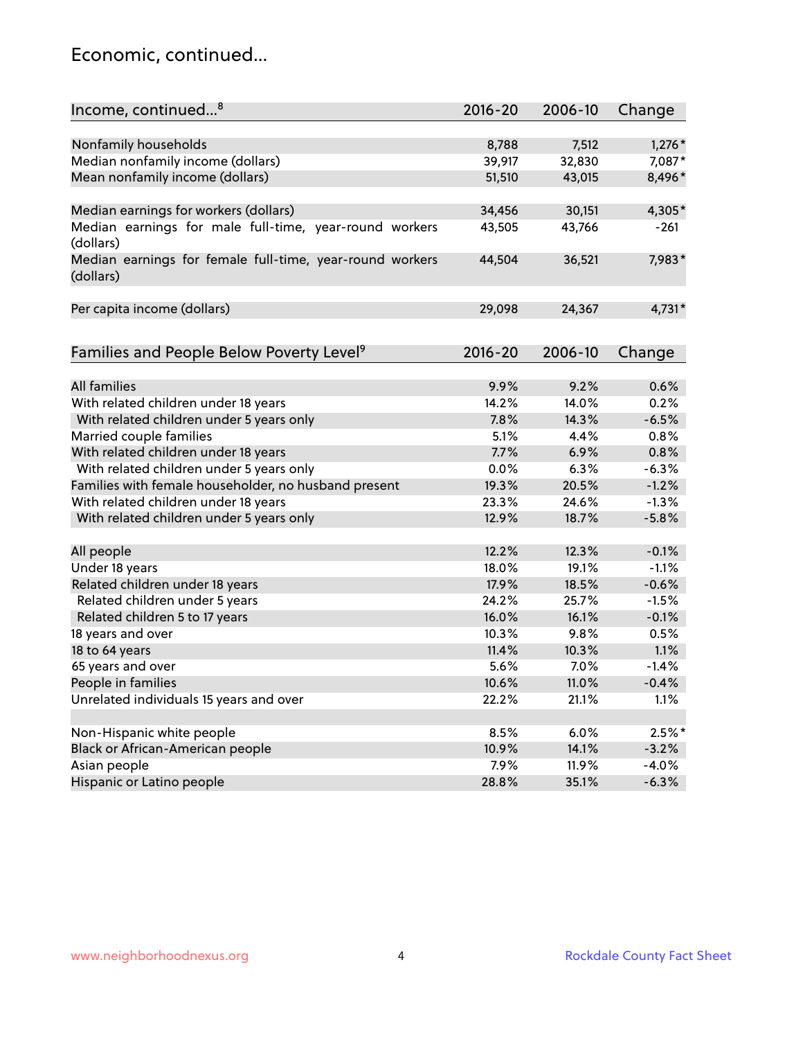## Economic, continued...

| Income, continued...[8] | 2016-20 | 2006-10 | Change |
|---|---|---|---|
| Nonfamily households | 8,788 | 7,512 | 1,276* |
| Median nonfamily income (dollars) | 39,917 | 32,830 | 7,087* |
| Mean nonfamily income (dollars) | 51,510 | 43,015 | 8,496* |
| Median earnings for workers (dollars) | 34,456 | 30,151 | 4,305* |
| Median earnings for male full-time, year-round workers (dollars) | 43,505 | 43,766 | -261 |
| Median earnings for female full-time, year-round workers (dollars) | 44,504 | 36,521 | 7,983* |
| Per capita income (dollars) | 29,098 | 24,367 | 4,731* |

| Families and People Below Poverty Level[9] | 2016-20 | 2006-10 | Change |
|---|---|---|---|
| All families | 9.9% | 9.2% | 0.6% |
| With related children under 18 years | 14.2% | 14.0% | 0.2% |
| With related children under 5 years only | 7.8% | 14.3% | -6.5% |
| Married couple families | 5.1% | 4.4% | 0.8% |
| With related children under 18 years | 7.7% | 6.9% | 0.8% |
| With related children under 5 years only | 0.0% | 6.3% | -6.3% |
| Families with female householder, no husband present | 19.3% | 20.5% | -1.2% |
| With related children under 18 years | 23.3% | 24.6% | -1.3% |
| With related children under 5 years only | 12.9% | 18.7% | -5.8% |
| All people | 12.2% | 12.3% | -0.1% |
| Under 18 years | 18.0% | 19.1% | -1.1% |
| Related children under 18 years | 17.9% | 18.5% | -0.6% |
| Related children under 5 years | 24.2% | 25.7% | -1.5% |
| Related children 5 to 17 years | 16.0% | 16.1% | -0.1% |
| 18 years and over | 10.3% | 9.8% | 0.5% |
| 18 to 64 years | 11.4% | 10.3% | 1.1% |
| 65 years and over | 5.6% | 7.0% | -1.4% |
| People in families | 10.6% | 11.0% | -0.4% |
| Unrelated individuals 15 years and over | 22.2% | 21.1% | 1.1% |
| Non-Hispanic white people | 8.5% | 6.0% | 2.5%* |
| Black or African-American people | 10.9% | 14.1% | -3.2% |
| Asian people | 7.9% | 11.9% | -4.0% |
| Hispanic or Latino people | 28.8% | 35.1% | -6.3% |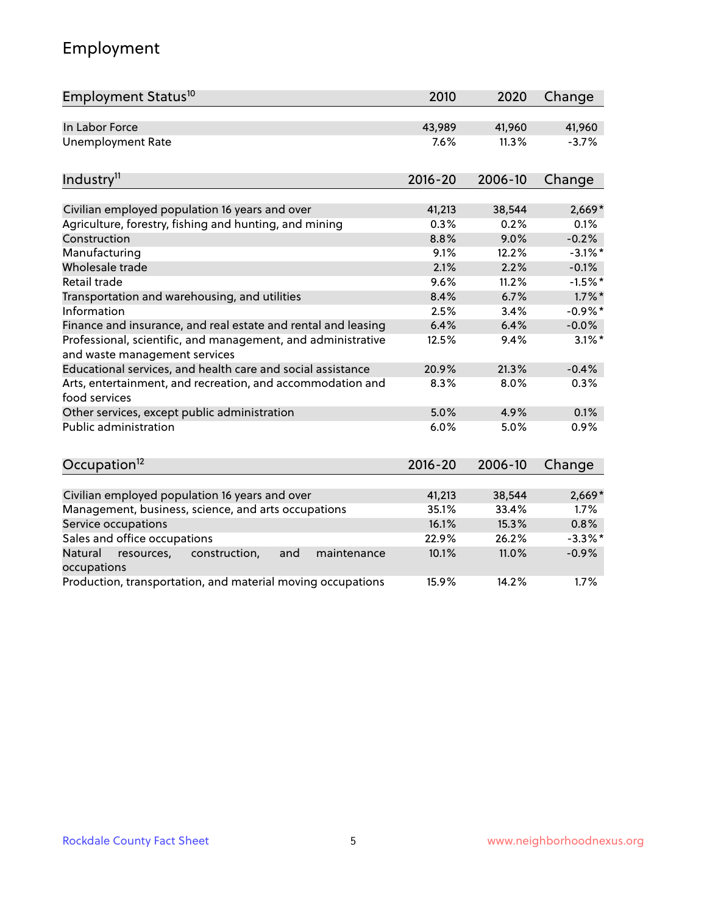## Employment

| Employment Status[10] | 2010 | 2020 | Change |
|---|---|---|---|
| In Labor Force | 43,989 | 41,960 | 41,960 |
| Unemployment Rate | 7.6% | 11.3% | -3.7% |

| Industry[11] | 2016-20 | 2006-10 | Change |
|---|---|---|---|
| Civilian employed population 16 years and over | 41,213 | 38,544 | 2,669* |
| Agriculture, forestry, fishing and hunting, and mining | 0.3% | 0.2% | 0.1% |
| Construction | 8.8% | 9.0% | -0.2% |
| Manufacturing | 9.1% | 12.2% | -3.1%* |
| Wholesale trade | 2.1% | 2.2% | -0.1% |
| Retail trade | 9.6% | 11.2% | -1.5%* |
| Transportation and warehousing, and utilities | 8.4% | 6.7% | 1.7%* |
| Information | 2.5% | 3.4% | -0.9%* |
| Finance and insurance, and real estate and rental and leasing | 6.4% | 6.4% | -0.0% |
| Professional, scientific, and management, and administrative and waste management services | 12.5% | 9.4% | 3.1%* |
| Educational services, and health care and social assistance | 20.9% | 21.3% | -0.4% |
| Arts, entertainment, and recreation, and accommodation and food services | 8.3% | 8.0% | 0.3% |
| Other services, except public administration | 5.0% | 4.9% | 0.1% |
| Public administration | 6.0% | 5.0% | 0.9% |

| Occupation[12] | 2016-20 | 2006-10 | Change |
|---|---|---|---|
| Civilian employed population 16 years and over | 41,213 | 38,544 | 2,669* |
| Management, business, science, and arts occupations | 35.1% | 33.4% | 1.7% |
| Service occupations | 16.1% | 15.3% | 0.8% |
| Sales and office occupations | 22.9% | 26.2% | -3.3%* |
| Natural resources, construction, and maintenance occupations | 10.1% | 11.0% | -0.9% |
| Production, transportation, and material moving occupations | 15.9% | 14.2% | 1.7% |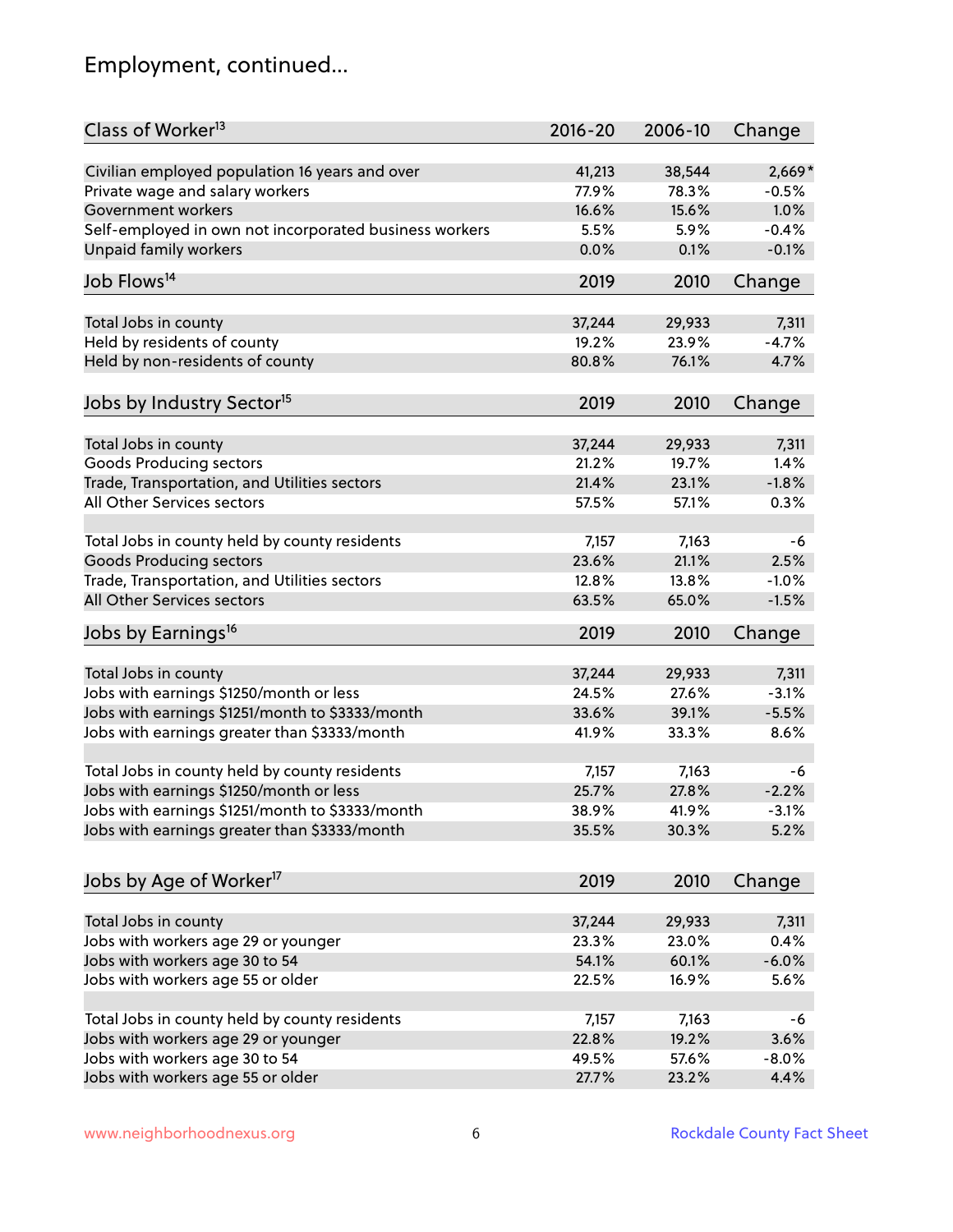## Employment, continued...

| Class of Worker[13] | 2016-20 | 2006-10 | Change |
|---|---|---|---|
| Civilian employed population 16 years and over | 41,213 | 38,544 | 2,669* |
| Private wage and salary workers | 77.9% | 78.3% | -0.5% |
| Government workers | 16.6% | 15.6% | 1.0% |
| Self-employed in own not incorporated business workers | 5.5% | 5.9% | -0.4% |
| Unpaid family workers | 0.0% | 0.1% | -0.1% |

| Job Flows[14] | 2019 | 2010 | Change |
|---|---|---|---|
| Total Jobs in county | 37,244 | 29,933 | 7,311 |
| Held by residents of county | 19.2% | 23.9% | -4.7% |
| Held by non-residents of county | 80.8% | 76.1% | 4.7% |

| Jobs by Industry Sector[15] | 2019 | 2010 | Change |
|---|---|---|---|
| Total Jobs in county | 37,244 | 29,933 | 7,311 |
| Goods Producing sectors | 21.2% | 19.7% | 1.4% |
| Trade, Transportation, and Utilities sectors | 21.4% | 23.1% | -1.8% |
| All Other Services sectors | 57.5% | 57.1% | 0.3% |
| | | | |
| Total Jobs in county held by county residents | 7,157 | 7,163 | -6 |
| Goods Producing sectors | 23.6% | 21.1% | 2.5% |
| Trade, Transportation, and Utilities sectors | 12.8% | 13.8% | -1.0% |
| All Other Services sectors | 63.5% | 65.0% | -1.5% |

| Jobs by Earnings[16] | 2019 | 2010 | Change |
|---|---|---|---|
| Total Jobs in county | 37,244 | 29,933 | 7,311 |
| Jobs with earnings $1250/month or less | 24.5% | 27.6% | -3.1% |
| Jobs with earnings $1251/month to $3333/month | 33.6% | 39.1% | -5.5% |
| Jobs with earnings greater than $3333/month | 41.9% | 33.3% | 8.6% |
| | | | |
| Total Jobs in county held by county residents | 7,157 | 7,163 | -6 |
| Jobs with earnings $1250/month or less | 25.7% | 27.8% | -2.2% |
| Jobs with earnings $1251/month to $3333/month | 38.9% | 41.9% | -3.1% |
| Jobs with earnings greater than $3333/month | 35.5% | 30.3% | 5.2% |

| Jobs by Age of Worker[17] | 2019 | 2010 | Change |
|---|---|---|---|
| Total Jobs in county | 37,244 | 29,933 | 7,311 |
| Jobs with workers age 29 or younger | 23.3% | 23.0% | 0.4% |
| Jobs with workers age 30 to 54 | 54.1% | 60.1% | -6.0% |
| Jobs with workers age 55 or older | 22.5% | 16.9% | 5.6% |
| | | | |
| Total Jobs in county held by county residents | 7,157 | 7,163 | -6 |
| Jobs with workers age 29 or younger | 22.8% | 19.2% | 3.6% |
| Jobs with workers age 30 to 54 | 49.5% | 57.6% | -8.0% |
| Jobs with workers age 55 or older | 27.7% | 23.2% | 4.4% |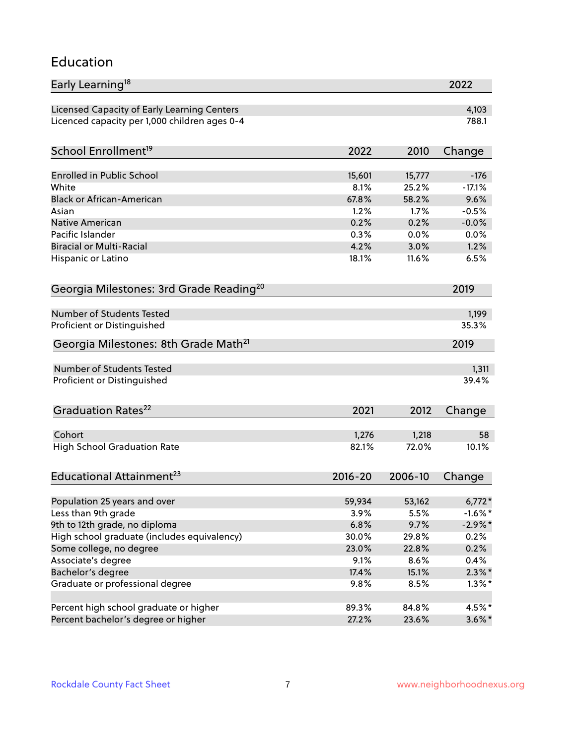## Education

| Early Learning[18] | 2022 |
|---|---|
| Licensed Capacity of Early Learning Centers | 4,103 |
| Licenced capacity per 1,000 children ages 0-4 | 788.1 |

| School Enrollment[19] | 2022 | 2010 | Change |
|---|---|---|---|
| Enrolled in Public School | 15,601 | 15,777 | -176 |
| White | 8.1% | 25.2% | -17.1% |
| Black or African-American | 67.8% | 58.2% | 9.6% |
| Asian | 1.2% | 1.7% | -0.5% |
| Native American | 0.2% | 0.2% | -0.0% |
| Pacific Islander | 0.3% | 0.0% | 0.0% |
| Biracial or Multi-Racial | 4.2% | 3.0% | 1.2% |
| Hispanic or Latino | 18.1% | 11.6% | 6.5% |

| Georgia Milestones: 3rd Grade Reading[20] | 2019 |
|---|---|
| Number of Students Tested | 1,199 |
| Proficient or Distinguished | 35.3% |

| Georgia Milestones: 8th Grade Math[21] | 2019 |
|---|---|
| Number of Students Tested | 1,311 |
| Proficient or Distinguished | 39.4% |

| Graduation Rates[22] | 2021 | 2012 | Change |
|---|---|---|---|
| Cohort | 1,276 | 1,218 | 58 |
| High School Graduation Rate | 82.1% | 72.0% | 10.1% |

| Educational Attainment[23] | 2016-20 | 2006-10 | Change |
|---|---|---|---|
| Population 25 years and over | 59,934 | 53,162 | 6,772* |
| Less than 9th grade | 3.9% | 5.5% | -1.6%* |
| 9th to 12th grade, no diploma | 6.8% | 9.7% | -2.9%* |
| High school graduate (includes equivalency) | 30.0% | 29.8% | 0.2% |
| Some college, no degree | 23.0% | 22.8% | 0.2% |
| Associate's degree | 9.1% | 8.6% | 0.4% |
| Bachelor's degree | 17.4% | 15.1% | 2.3%* |
| Graduate or professional degree | 9.8% | 8.5% | 1.3%* |
| | | | |
| Percent high school graduate or higher | 89.3% | 84.8% | 4.5%* |
| Percent bachelor's degree or higher | 27.2% | 23.6% | 3.6%* |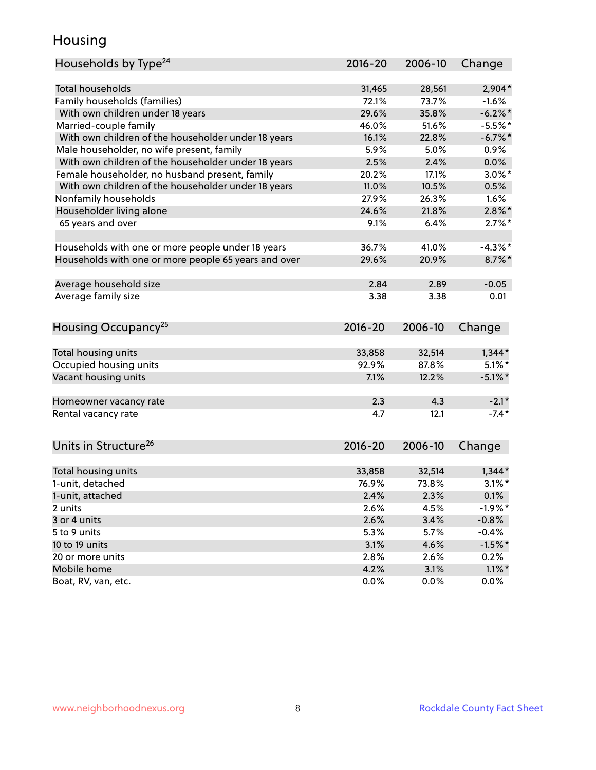# Housing

| Households by Type[24] | 2016-20 | 2006-10 | Change |
|---|---|---|---|
| Total households | 31,465 | 28,561 | 2,904* |
| Family households (families) | 72.1% | 73.7% | -1.6% |
| With own children under 18 years | 29.6% | 35.8% | -6.2%* |
| Married-couple family | 46.0% | 51.6% | -5.5%* |
| With own children of the householder under 18 years | 16.1% | 22.8% | -6.7%* |
| Male householder, no wife present, family | 5.9% | 5.0% | 0.9% |
| With own children of the householder under 18 years | 2.5% | 2.4% | 0.0% |
| Female householder, no husband present, family | 20.2% | 17.1% | 3.0%* |
| With own children of the householder under 18 years | 11.0% | 10.5% | 0.5% |
| Nonfamily households | 27.9% | 26.3% | 1.6% |
| Householder living alone | 24.6% | 21.8% | 2.8%* |
| 65 years and over | 9.1% | 6.4% | 2.7%* |
| | | | |
| Households with one or more people under 18 years | 36.7% | 41.0% | -4.3%* |
| Households with one or more people 65 years and over | 29.6% | 20.9% | 8.7%* |
| | | | |
| Average household size | 2.84 | 2.89 | -0.05 |
| Average family size | 3.38 | 3.38 | 0.01 |

| Housing Occupancy[25] | 2016-20 | 2006-10 | Change |
|---|---|---|---|
| Total housing units | 33,858 | 32,514 | 1,344* |
| Occupied housing units | 92.9% | 87.8% | 5.1%* |
| Vacant housing units | 7.1% | 12.2% | -5.1%* |
| | | | |
| Homeowner vacancy rate | 2.3 | 4.3 | -2.1* |
| Rental vacancy rate | 4.7 | 12.1 | -7.4* |

| Units in Structure[26] | 2016-20 | 2006-10 | Change |
|---|---|---|---|
| Total housing units | 33,858 | 32,514 | 1,344* |
| 1-unit, detached | 76.9% | 73.8% | 3.1%* |
| 1-unit, attached | 2.4% | 2.3% | 0.1% |
| 2 units | 2.6% | 4.5% | -1.9%* |
| 3 or 4 units | 2.6% | 3.4% | -0.8% |
| 5 to 9 units | 5.3% | 5.7% | -0.4% |
| 10 to 19 units | 3.1% | 4.6% | -1.5%* |
| 20 or more units | 2.8% | 2.6% | 0.2% |
| Mobile home | 4.2% | 3.1% | 1.1%* |
| Boat, RV, van, etc. | 0.0% | 0.0% | 0.0% |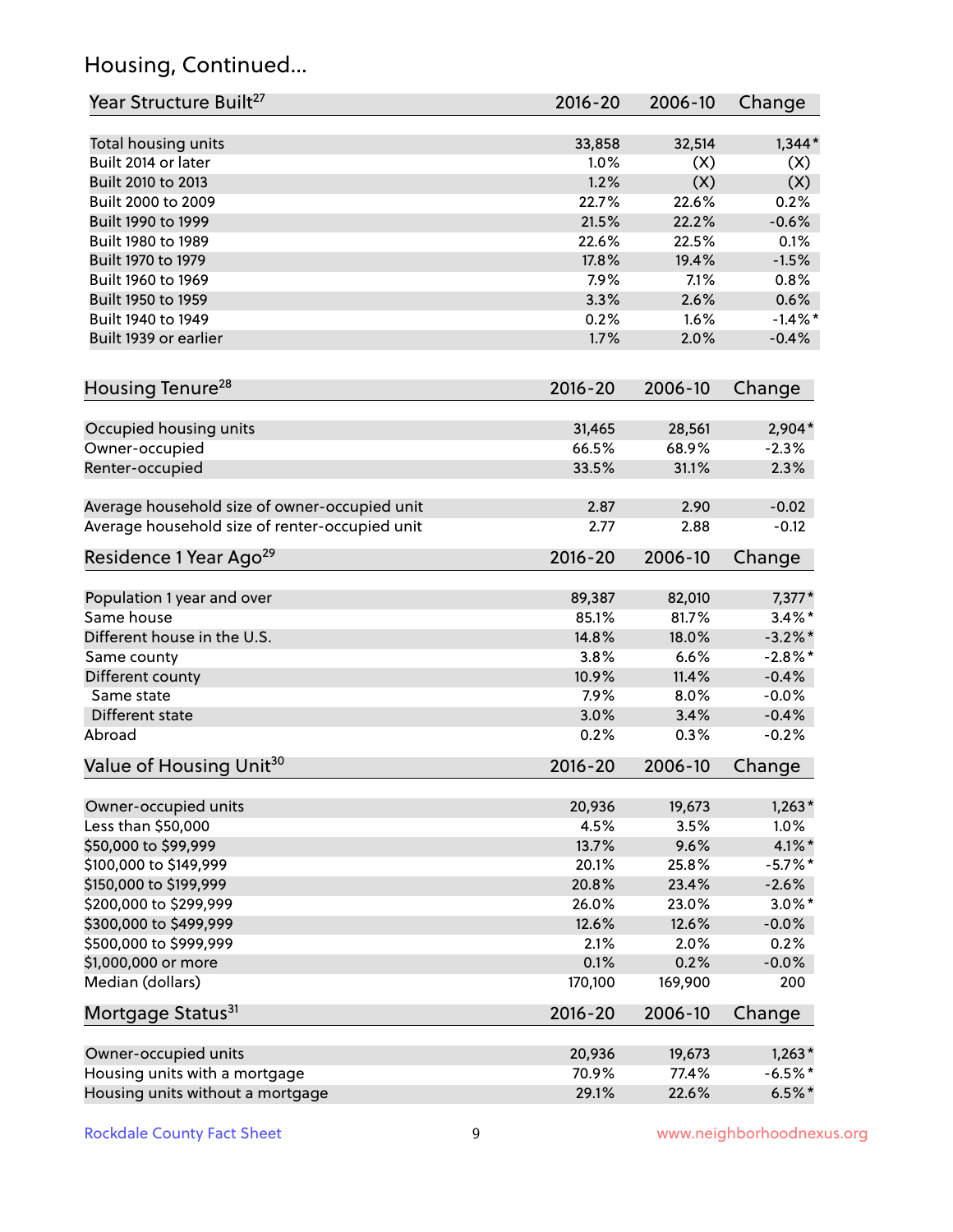## Housing, Continued...

| Year Structure Built[27] | 2016-20 | 2006-10 | Change |
|---|---|---|---|
| Total housing units | 33,858 | 32,514 | 1,344* |
| Built 2014 or later | 1.0% | (X) | (X) |
| Built 2010 to 2013 | 1.2% | (X) | (X) |
| Built 2000 to 2009 | 22.7% | 22.6% | 0.2% |
| Built 1990 to 1999 | 21.5% | 22.2% | -0.6% |
| Built 1980 to 1989 | 22.6% | 22.5% | 0.1% |
| Built 1970 to 1979 | 17.8% | 19.4% | -1.5% |
| Built 1960 to 1969 | 7.9% | 7.1% | 0.8% |
| Built 1950 to 1959 | 3.3% | 2.6% | 0.6% |
| Built 1940 to 1949 | 0.2% | 1.6% | -1.4%* |
| Built 1939 or earlier | 1.7% | 2.0% | -0.4% |

| Housing Tenure[28] | 2016-20 | 2006-10 | Change |
|---|---|---|---|
| Occupied housing units | 31,465 | 28,561 | 2,904* |
| Owner-occupied | 66.5% | 68.9% | -2.3% |
| Renter-occupied | 33.5% | 31.1% | 2.3% |
| Average household size of owner-occupied unit | 2.87 | 2.90 | -0.02 |
| Average household size of renter-occupied unit | 2.77 | 2.88 | -0.12 |

| Residence 1 Year Ago[29] | 2016-20 | 2006-10 | Change |
|---|---|---|---|
| Population 1 year and over | 89,387 | 82,010 | 7,377* |
| Same house | 85.1% | 81.7% | 3.4%* |
| Different house in the U.S. | 14.8% | 18.0% | -3.2%* |
| Same county | 3.8% | 6.6% | -2.8%* |
| Different county | 10.9% | 11.4% | -0.4% |
| Same state | 7.9% | 8.0% | -0.0% |
| Different state | 3.0% | 3.4% | -0.4% |
| Abroad | 0.2% | 0.3% | -0.2% |

| Value of Housing Unit[30] | 2016-20 | 2006-10 | Change |
|---|---|---|---|
| Owner-occupied units | 20,936 | 19,673 | 1,263* |
| Less than $50,000 | 4.5% | 3.5% | 1.0% |
| $50,000 to $99,999 | 13.7% | 9.6% | 4.1%* |
| $100,000 to $149,999 | 20.1% | 25.8% | -5.7%* |
| $150,000 to $199,999 | 20.8% | 23.4% | -2.6% |
| $200,000 to $299,999 | 26.0% | 23.0% | 3.0%* |
| $300,000 to $499,999 | 12.6% | 12.6% | -0.0% |
| $500,000 to $999,999 | 2.1% | 2.0% | 0.2% |
| $1,000,000 or more | 0.1% | 0.2% | -0.0% |
| Median (dollars) | 170,100 | 169,900 | 200 |

| Mortgage Status[31] | 2016-20 | 2006-10 | Change |
|---|---|---|---|
| Owner-occupied units | 20,936 | 19,673 | 1,263* |
| Housing units with a mortgage | 70.9% | 77.4% | -6.5%* |
| Housing units without a mortgage | 29.1% | 22.6% | 6.5%* |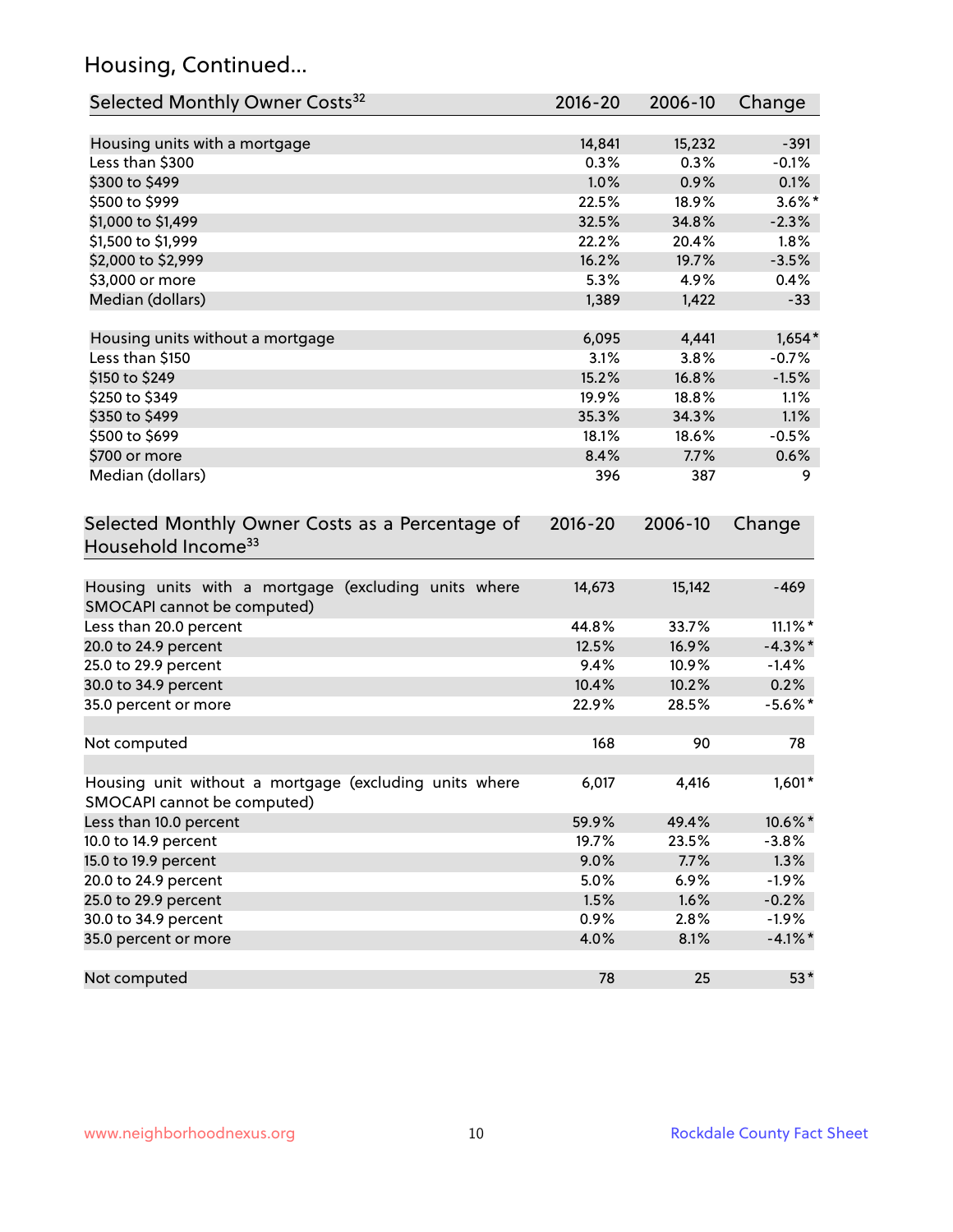## Housing, Continued...

| Selected Monthly Owner Costs[32] | 2016-20 | 2006-10 | Change |
|---|---|---|---|
| Housing units with a mortgage | 14,841 | 15,232 | -391 |
| Less than $300 | 0.3% | 0.3% | -0.1% |
| $300 to $499 | 1.0% | 0.9% | 0.1% |
| $500 to $999 | 22.5% | 18.9% | 3.6%* |
| $1,000 to $1,499 | 32.5% | 34.8% | -2.3% |
| $1,500 to $1,999 | 22.2% | 20.4% | 1.8% |
| $2,000 to $2,999 | 16.2% | 19.7% | -3.5% |
| $3,000 or more | 5.3% | 4.9% | 0.4% |
| Median (dollars) | 1,389 | 1,422 | -33 |
| Housing units without a mortgage | 6,095 | 4,441 | 1,654* |
| Less than $150 | 3.1% | 3.8% | -0.7% |
| $150 to $249 | 15.2% | 16.8% | -1.5% |
| $250 to $349 | 19.9% | 18.8% | 1.1% |
| $350 to $499 | 35.3% | 34.3% | 1.1% |
| $500 to $699 | 18.1% | 18.6% | -0.5% |
| $700 or more | 8.4% | 7.7% | 0.6% |
| Median (dollars) | 396 | 387 | 9 |

| Selected Monthly Owner Costs as a Percentage of Household Income[33] | 2016-20 | 2006-10 | Change |
|---|---|---|---|
| Housing units with a mortgage (excluding units where SMOCAPI cannot be computed) | 14,673 | 15,142 | -469 |
| Less than 20.0 percent | 44.8% | 33.7% | 11.1%* |
| 20.0 to 24.9 percent | 12.5% | 16.9% | -4.3%* |
| 25.0 to 29.9 percent | 9.4% | 10.9% | -1.4% |
| 30.0 to 34.9 percent | 10.4% | 10.2% | 0.2% |
| 35.0 percent or more | 22.9% | 28.5% | -5.6%* |
| Not computed | 168 | 90 | 78 |
| Housing unit without a mortgage (excluding units where SMOCAPI cannot be computed) | 6,017 | 4,416 | 1,601* |
| Less than 10.0 percent | 59.9% | 49.4% | 10.6%* |
| 10.0 to 14.9 percent | 19.7% | 23.5% | -3.8% |
| 15.0 to 19.9 percent | 9.0% | 7.7% | 1.3% |
| 20.0 to 24.9 percent | 5.0% | 6.9% | -1.9% |
| 25.0 to 29.9 percent | 1.5% | 1.6% | -0.2% |
| 30.0 to 34.9 percent | 0.9% | 2.8% | -1.9% |
| 35.0 percent or more | 4.0% | 8.1% | -4.1%* |
| Not computed | 78 | 25 | 53* |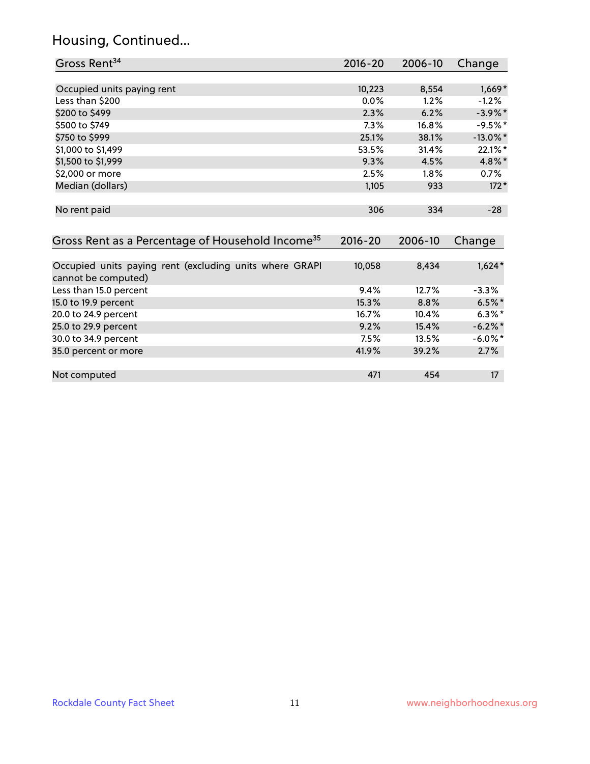## Housing, Continued...

| Gross Rent[34] | 2016-20 | 2006-10 | Change |
|---|---|---|---|
| Occupied units paying rent | 10,223 | 8,554 | 1,669* |
| Less than $200 | 0.0% | 1.2% | -1.2% |
| $200 to $499 | 2.3% | 6.2% | -3.9%* |
| $500 to $749 | 7.3% | 16.8% | -9.5%* |
| $750 to $999 | 25.1% | 38.1% | -13.0%* |
| $1,000 to $1,499 | 53.5% | 31.4% | 22.1%* |
| $1,500 to $1,999 | 9.3% | 4.5% | 4.8%* |
| $2,000 or more | 2.5% | 1.8% | 0.7% |
| Median (dollars) | 1,105 | 933 | 172* |
| No rent paid | 306 | 334 | -28 |

| Gross Rent as a Percentage of Household Income[35] | 2016-20 | 2006-10 | Change |
|---|---|---|---|
| Occupied units paying rent (excluding units where GRAPI cannot be computed) | 10,058 | 8,434 | 1,624* |
| Less than 15.0 percent | 9.4% | 12.7% | -3.3% |
| 15.0 to 19.9 percent | 15.3% | 8.8% | 6.5%* |
| 20.0 to 24.9 percent | 16.7% | 10.4% | 6.3%* |
| 25.0 to 29.9 percent | 9.2% | 15.4% | -6.2%* |
| 30.0 to 34.9 percent | 7.5% | 13.5% | -6.0%* |
| 35.0 percent or more | 41.9% | 39.2% | 2.7% |
| Not computed | 471 | 454 | 17 |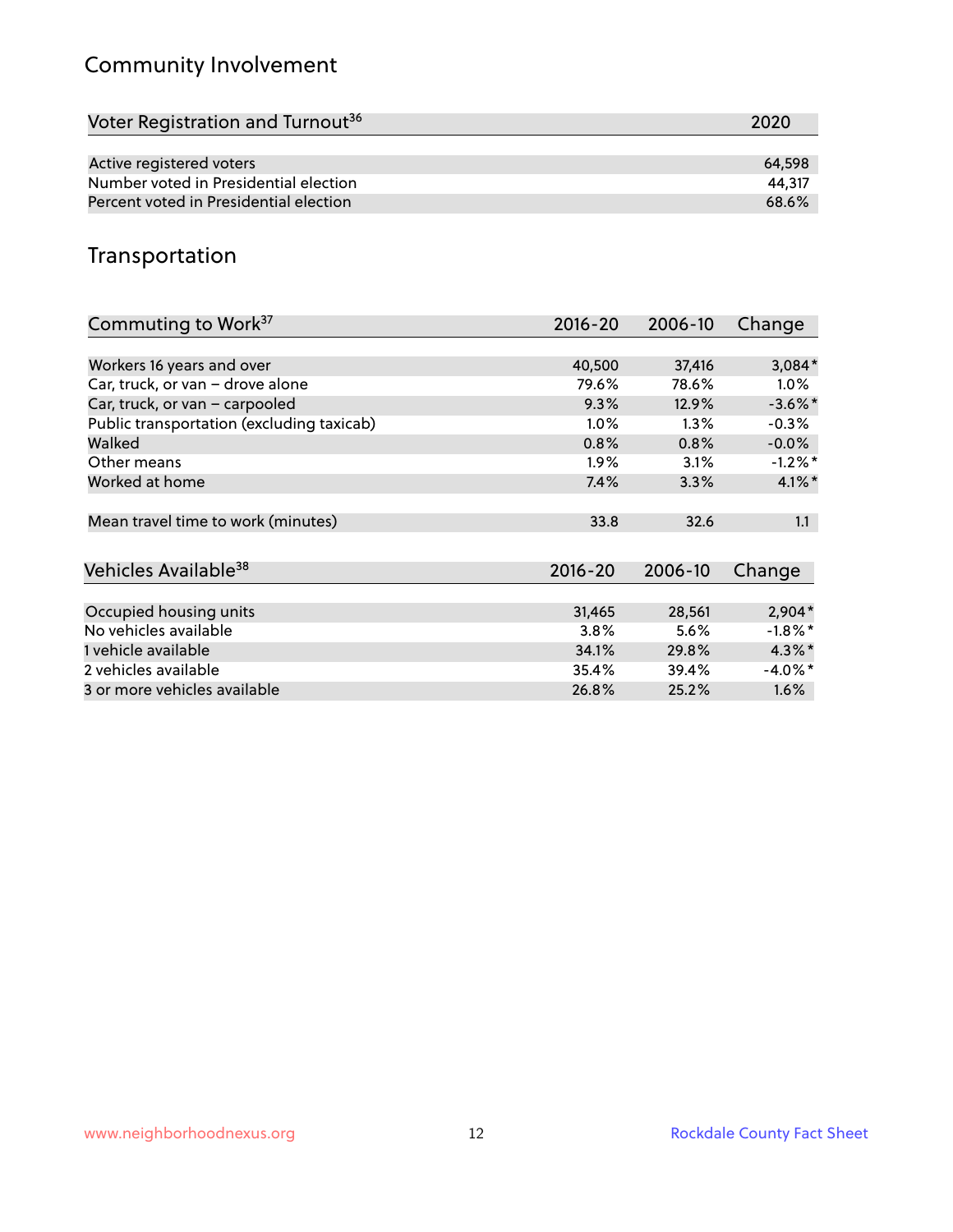## Community Involvement

| Voter Registration and Turnout[36] | 2020 |
|---|---|
| Active registered voters | 64,598 |
| Number voted in Presidential election | 44,317 |
| Percent voted in Presidential election | 68.6% |

## Transportation

| Commuting to Work[37] | 2016-20 | 2006-10 | Change |
|---|---|---|---|
| Workers 16 years and over | 40,500 | 37,416 | 3,084* |
| Car, truck, or van – drove alone | 79.6% | 78.6% | 1.0% |
| Car, truck, or van – carpooled | 9.3% | 12.9% | -3.6%* |
| Public transportation (excluding taxicab) | 1.0% | 1.3% | -0.3% |
| Walked | 0.8% | 0.8% | -0.0% |
| Other means | 1.9% | 3.1% | -1.2%* |
| Worked at home | 7.4% | 3.3% | 4.1%* |
| Mean travel time to work (minutes) | 33.8 | 32.6 | 1.1 |

| Vehicles Available[38] | 2016-20 | 2006-10 | Change |
|---|---|---|---|
| Occupied housing units | 31,465 | 28,561 | 2,904* |
| No vehicles available | 3.8% | 5.6% | -1.8%* |
| 1 vehicle available | 34.1% | 29.8% | 4.3%* |
| 2 vehicles available | 35.4% | 39.4% | -4.0%* |
| 3 or more vehicles available | 26.8% | 25.2% | 1.6% |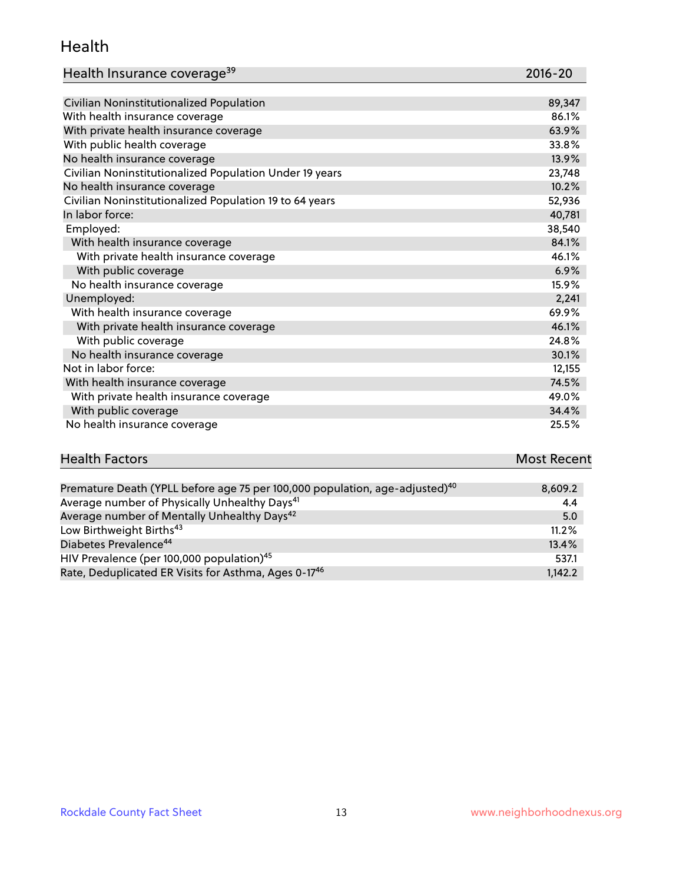## Health

| Health Insurance coverage[39] | 2016-20 |
|---|---|
| Civilian Noninstitutionalized Population | 89,347 |
| With health insurance coverage | 86.1% |
| With private health insurance coverage | 63.9% |
| With public health coverage | 33.8% |
| No health insurance coverage | 13.9% |
| Civilian Noninstitutionalized Population Under 19 years | 23,748 |
| No health insurance coverage | 10.2% |
| Civilian Noninstitutionalized Population 19 to 64 years | 52,936 |
| In labor force: | 40,781 |
| Employed: | 38,540 |
| With health insurance coverage | 84.1% |
| With private health insurance coverage | 46.1% |
| With public coverage | 6.9% |
| No health insurance coverage | 15.9% |
| Unemployed: | 2,241 |
| With health insurance coverage | 69.9% |
| With private health insurance coverage | 46.1% |
| With public coverage | 24.8% |
| No health insurance coverage | 30.1% |
| Not in labor force: | 12,155 |
| With health insurance coverage | 74.5% |
| With private health insurance coverage | 49.0% |
| With public coverage | 34.4% |
| No health insurance coverage | 25.5% |

| Health Factors | Most Recent |
|---|---|
| Premature Death (YPLL before age 75 per 100,000 population, age-adjusted)[40] | 8,609.2 |
| Average number of Physically Unhealthy Days[41] | 4.4 |
| Average number of Mentally Unhealthy Days[42] | 5.0 |
| Low Birthweight Births[43] | 11.2% |
| Diabetes Prevalence[44] | 13.4% |
| HIV Prevalence (per 100,000 population)[45] | 537.1 |
| Rate, Deduplicated ER Visits for Asthma, Ages 0-17[46] | 1,142.2 |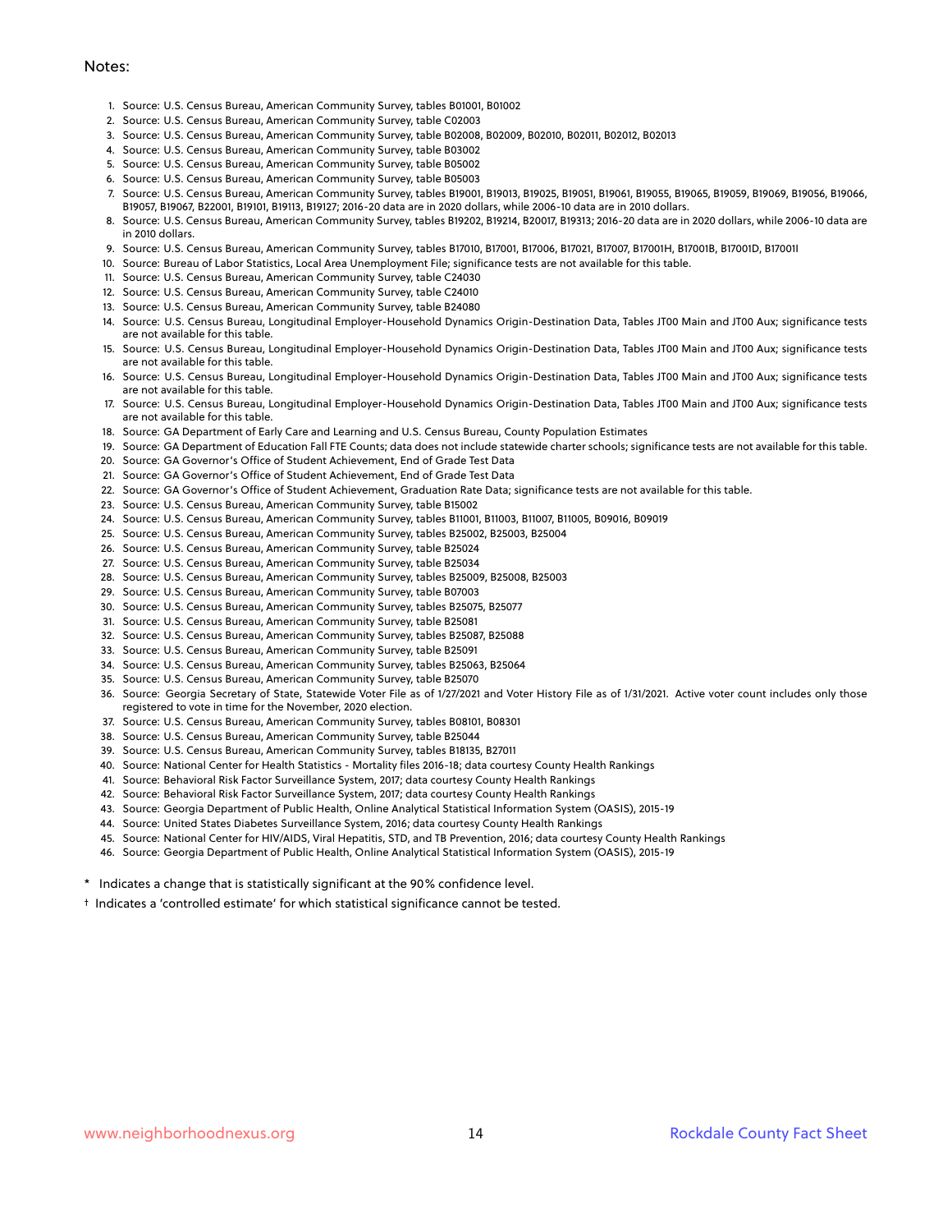Notes:

1. Source: U.S. Census Bureau, American Community Survey, tables B01001, B01002
2. Source: U.S. Census Bureau, American Community Survey, table C02003
3. Source: U.S. Census Bureau, American Community Survey, table B02008, B02009, B02010, B02011, B02012, B02013
4. Source: U.S. Census Bureau, American Community Survey, table B03002
5. Source: U.S. Census Bureau, American Community Survey, table B05002
6. Source: U.S. Census Bureau, American Community Survey, table B05003
7. Source: U.S. Census Bureau, American Community Survey, tables B19001, B19013, B19025, B19051, B19061, B19055, B19065, B19059, B19069, B19056, B19066, B19057, B19067, B22001, B19101, B19113, B19127; 2016-20 data are in 2020 dollars, while 2006-10 data are in 2010 dollars.
8. Source: U.S. Census Bureau, American Community Survey, tables B19202, B19214, B20017, B19313; 2016-20 data are in 2020 dollars, while 2006-10 data are in 2010 dollars.
9. Source: U.S. Census Bureau, American Community Survey, tables B17010, B17001, B17006, B17021, B17007, B17001H, B17001B, B17001D, B17001I
10. Source: Bureau of Labor Statistics, Local Area Unemployment File; significance tests are not available for this table.
11. Source: U.S. Census Bureau, American Community Survey, table C24030
12. Source: U.S. Census Bureau, American Community Survey, table C24010
13. Source: U.S. Census Bureau, American Community Survey, table B24080
14. Source: U.S. Census Bureau, Longitudinal Employer-Household Dynamics Origin-Destination Data, Tables JT00 Main and JT00 Aux; significance tests are not available for this table.
15. Source: U.S. Census Bureau, Longitudinal Employer-Household Dynamics Origin-Destination Data, Tables JT00 Main and JT00 Aux; significance tests are not available for this table.
16. Source: U.S. Census Bureau, Longitudinal Employer-Household Dynamics Origin-Destination Data, Tables JT00 Main and JT00 Aux; significance tests are not available for this table.
17. Source: U.S. Census Bureau, Longitudinal Employer-Household Dynamics Origin-Destination Data, Tables JT00 Main and JT00 Aux; significance tests are not available for this table.
18. Source: GA Department of Early Care and Learning and U.S. Census Bureau, County Population Estimates
19. Source: GA Department of Education Fall FTE Counts; data does not include statewide charter schools; significance tests are not available for this table.
20. Source: GA Governor's Office of Student Achievement, End of Grade Test Data
21. Source: GA Governor's Office of Student Achievement, End of Grade Test Data
22. Source: GA Governor's Office of Student Achievement, Graduation Rate Data; significance tests are not available for this table.
23. Source: U.S. Census Bureau, American Community Survey, table B15002
24. Source: U.S. Census Bureau, American Community Survey, tables B11001, B11003, B11007, B11005, B09016, B09019
25. Source: U.S. Census Bureau, American Community Survey, tables B25002, B25003, B25004
26. Source: U.S. Census Bureau, American Community Survey, table B25024
27. Source: U.S. Census Bureau, American Community Survey, table B25034
28. Source: U.S. Census Bureau, American Community Survey, tables B25009, B25008, B25003
29. Source: U.S. Census Bureau, American Community Survey, table B07003
30. Source: U.S. Census Bureau, American Community Survey, tables B25075, B25077
31. Source: U.S. Census Bureau, American Community Survey, table B25081
32. Source: U.S. Census Bureau, American Community Survey, tables B25087, B25088
33. Source: U.S. Census Bureau, American Community Survey, table B25091
34. Source: U.S. Census Bureau, American Community Survey, tables B25063, B25064
35. Source: U.S. Census Bureau, American Community Survey, table B25070
36. Source: Georgia Secretary of State, Statewide Voter File as of 1/27/2021 and Voter History File as of 1/31/2021. Active voter count includes only those registered to vote in time for the November, 2020 election.
37. Source: U.S. Census Bureau, American Community Survey, tables B08101, B08301
38. Source: U.S. Census Bureau, American Community Survey, table B25044
39. Source: U.S. Census Bureau, American Community Survey, tables B18135, B27011
40. Source: National Center for Health Statistics - Mortality files 2016-18; data courtesy County Health Rankings
41. Source: Behavioral Risk Factor Surveillance System, 2017; data courtesy County Health Rankings
42. Source: Behavioral Risk Factor Surveillance System, 2017; data courtesy County Health Rankings
43. Source: Georgia Department of Public Health, Online Analytical Statistical Information System (OASIS), 2015-19
44. Source: United States Diabetes Surveillance System, 2016; data courtesy County Health Rankings
45. Source: National Center for HIV/AIDS, Viral Hepatitis, STD, and TB Prevention, 2016; data courtesy County Health Rankings
46. Source: Georgia Department of Public Health, Online Analytical Statistical Information System (OASIS), 2015-19

\* Indicates a change that is statistically significant at the 90% confidence level.

† Indicates a 'controlled estimate' for which statistical significance cannot be tested.